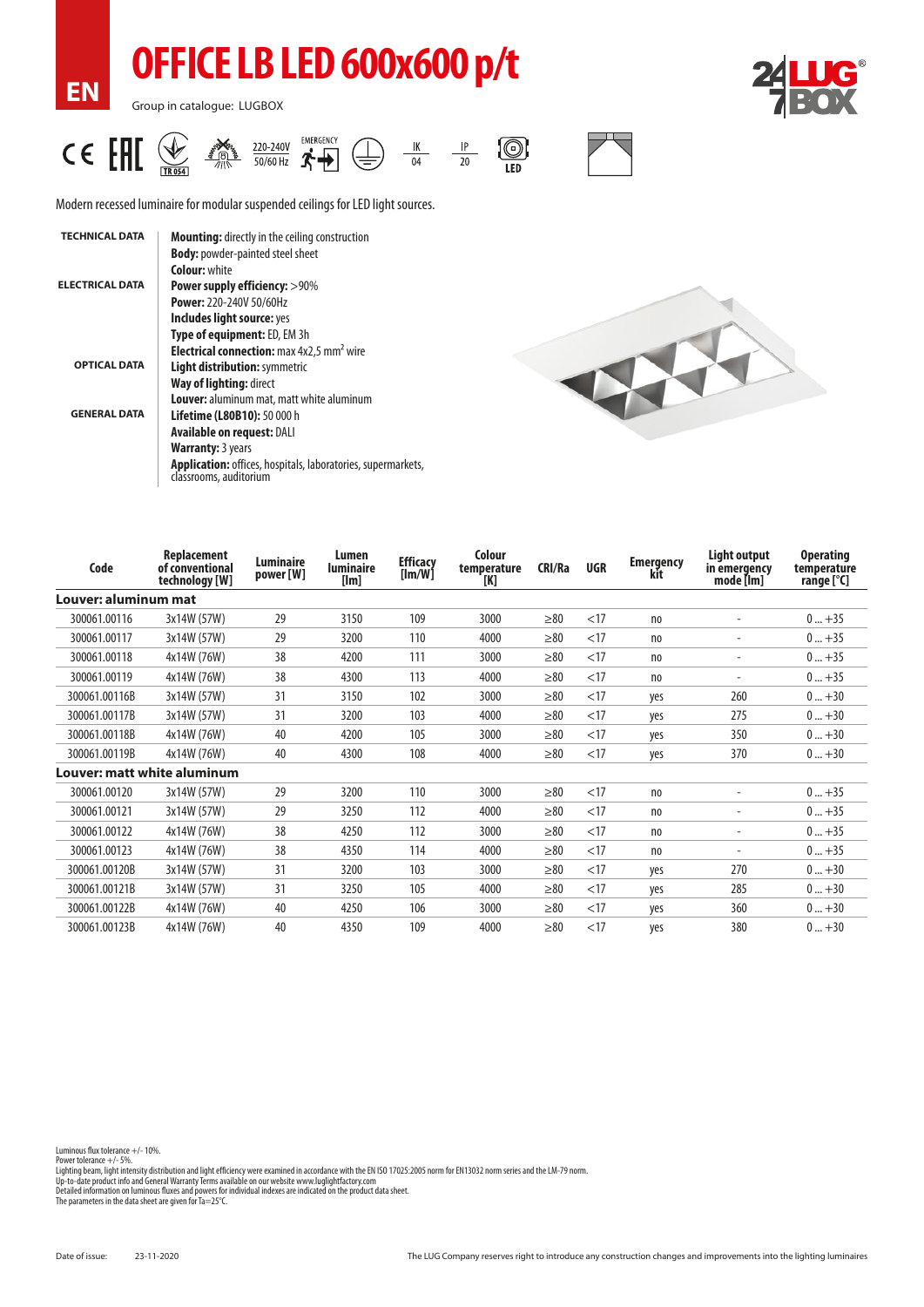EN

# OFFICE LB LED 600x600 p/t

Group in catalogue: LUGBOX

220-240V 50/60 Hz EMERGENCY IK 04 IP 20 LED

Modern recessed luminaire for modular suspended ceilings for LED light sources.

**TECHNICAL DATA**

**Mounting:** directly in the ceiling construction
**Body:** powder-painted steel sheet
**Colour:** white

**ELECTRICAL DATA**

**Power supply efficiency:** >90%
**Power:** 220-240V 50/60Hz
**Includes light source:** yes
**Type of equipment:** ED, EM 3h
**Electrical connection:** max 4x2,5 mm² wire

**OPTICAL DATA**

**Light distribution:** symmetric
**Way of lighting:** direct
**Louver:** aluminum mat, matt white aluminum

**GENERAL DATA**

**Lifetime (L80B10):** 50 000 h
**Available on request:** DALI
**Warranty:** 3 years
**Application:** offices, hospitals, laboratories, supermarkets, classrooms, auditorium

| Code | Replacement of conventional technology [W] | Luminaire power [W] | Lumen luminaire [lm] | Efficacy [lm/W] | Colour temperature [K] | CRI/Ra | UGR | Emergency kit | Light output in emergency mode [lm] | Operating temperature range [°C] |
|---|---|---|---|---|---|---|---|---|---|---|
| **Louver: aluminum mat** | | | | | | | | | | |
| 300061.00116 | 3x14W (57W) | 29 | 3150 | 109 | 3000 | ≥80 | <17 | no | - | 0 ... +35 |
| 300061.00117 | 3x14W (57W) | 29 | 3200 | 110 | 4000 | ≥80 | <17 | no | - | 0 ... +35 |
| 300061.00118 | 4x14W (76W) | 38 | 4200 | 111 | 3000 | ≥80 | <17 | no | - | 0 ... +35 |
| 300061.00119 | 4x14W (76W) | 38 | 4300 | 113 | 4000 | ≥80 | <17 | no | - | 0 ... +35 |
| 300061.00116B | 3x14W (57W) | 31 | 3150 | 102 | 3000 | ≥80 | <17 | yes | 260 | 0 ... +30 |
| 300061.00117B | 3x14W (57W) | 31 | 3200 | 103 | 4000 | ≥80 | <17 | yes | 275 | 0 ... +30 |
| 300061.00118B | 4x14W (76W) | 40 | 4200 | 105 | 3000 | ≥80 | <17 | yes | 350 | 0 ... +30 |
| 300061.00119B | 4x14W (76W) | 40 | 4300 | 108 | 4000 | ≥80 | <17 | yes | 370 | 0 ... +30 |
| **Louver: matt white aluminum** | | | | | | | | | | |
| 300061.00120 | 3x14W (57W) | 29 | 3200 | 110 | 3000 | ≥80 | <17 | no | - | 0 ... +35 |
| 300061.00121 | 3x14W (57W) | 29 | 3250 | 112 | 4000 | ≥80 | <17 | no | - | 0 ... +35 |
| 300061.00122 | 4x14W (76W) | 38 | 4250 | 112 | 3000 | ≥80 | <17 | no | - | 0 ... +35 |
| 300061.00123 | 4x14W (76W) | 38 | 4350 | 114 | 4000 | ≥80 | <17 | no | - | 0 ... +35 |
| 300061.00120B | 3x14W (57W) | 31 | 3200 | 103 | 3000 | ≥80 | <17 | yes | 270 | 0 ... +30 |
| 300061.00121B | 3x14W (57W) | 31 | 3250 | 105 | 4000 | ≥80 | <17 | yes | 285 | 0 ... +30 |
| 300061.00122B | 4x14W (76W) | 40 | 4250 | 106 | 3000 | ≥80 | <17 | yes | 360 | 0 ... +30 |
| 300061.00123B | 4x14W (76W) | 40 | 4350 | 109 | 4000 | ≥80 | <17 | yes | 380 | 0 ... +30 |

Luminous flux tolerance +/- 10%.
Power tolerance +/- 5%.
Lighting beam, light intensity distribution and light efficiency were examined in accordance with the EN ISO 17025:2005 norm for EN13032 norm series and the LM-79 norm.
Up-to-date product info and General Warranty Terms available on our website www.luglightfactory.com
Detailed information on luminous fluxes and powers for individual indexes are indicated on the product data sheet.
The parameters in the data sheet are given for Ta=25°C.

Date of issue: 23-11-2020

The LUG Company reserves right to introduce any construction changes and improvements into the lighting luminaires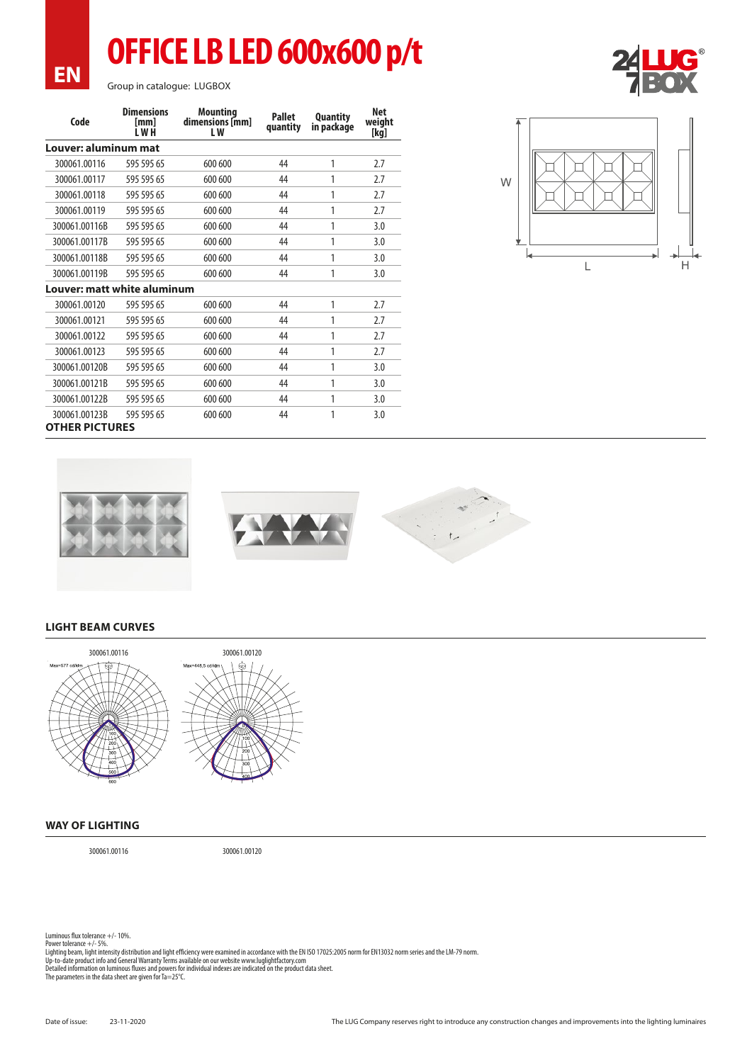EN

# OFFICE LB LED 600x600 p/t

Group in catalogue: LUGBOX

| Code | Dimensions [mm] L W H | Mounting dimensions [mm] L W | Pallet quantity | Quantity in package | Net weight [kg] |
|---|---|---|---|---|---|
| **Louver: aluminum mat** | | | | | |
| 300061.00116 | 595 595 65 | 600 600 | 44 | 1 | 2.7 |
| 300061.00117 | 595 595 65 | 600 600 | 44 | 1 | 2.7 |
| 300061.00118 | 595 595 65 | 600 600 | 44 | 1 | 2.7 |
| 300061.00119 | 595 595 65 | 600 600 | 44 | 1 | 2.7 |
| 300061.00116B | 595 595 65 | 600 600 | 44 | 1 | 3.0 |
| 300061.00117B | 595 595 65 | 600 600 | 44 | 1 | 3.0 |
| 300061.00118B | 595 595 65 | 600 600 | 44 | 1 | 3.0 |
| 300061.00119B | 595 595 65 | 600 600 | 44 | 1 | 3.0 |
| **Louver: matt white aluminum** | | | | | |
| 300061.00120 | 595 595 65 | 600 600 | 44 | 1 | 2.7 |
| 300061.00121 | 595 595 65 | 600 600 | 44 | 1 | 2.7 |
| 300061.00122 | 595 595 65 | 600 600 | 44 | 1 | 2.7 |
| 300061.00123 | 595 595 65 | 600 600 | 44 | 1 | 2.7 |
| 300061.00120B | 595 595 65 | 600 600 | 44 | 1 | 3.0 |
| 300061.00121B | 595 595 65 | 600 600 | 44 | 1 | 3.0 |
| 300061.00122B | 595 595 65 | 600 600 | 44 | 1 | 3.0 |
| 300061.00123B | 595 595 65 | 600 600 | 44 | 1 | 3.0 |

W L H

## OTHER PICTURES

## LIGHT BEAM CURVES

300061.00116

Max=577 cd/klm

300061.00120

Max=448,5 cd/klm

## WAY OF LIGHTING

300061.00116

300061.00120

Luminous flux tolerance +/- 10%.
Power tolerance +/- 5%.
Lighting beam, light intensity distribution and light efficiency were examined in accordance with the EN ISO 17025:2005 norm for EN13032 norm series and the LM-79 norm.
Up-to-date product info and General Warranty Terms available on our website www.luglightfactory.com
Detailed information on luminous fluxes and powers for individual indexes are indicated on the product data sheet.
The parameters in the data sheet are given for Ta=25°C.

Date of issue: 23-11-2020

The LUG Company reserves right to introduce any construction changes and improvements into the lighting luminaires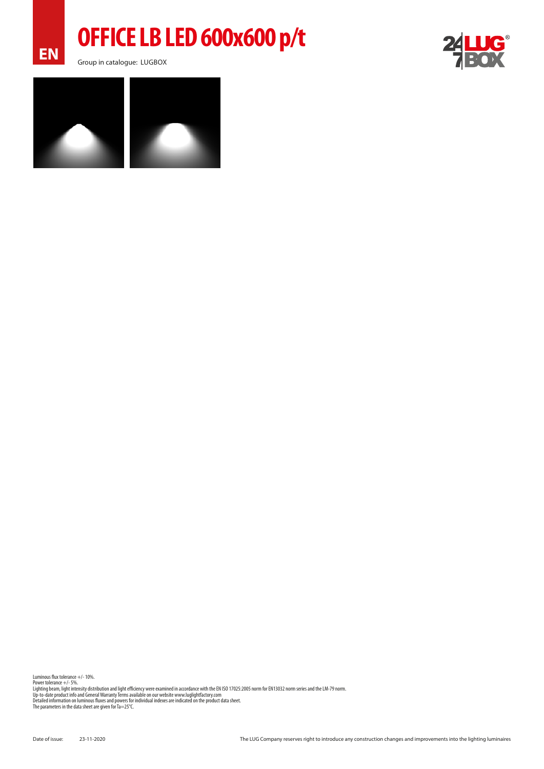EN

# OFFICE LB LED 600x600 p/t

Group in catalogue: LUGBOX

Luminous flux tolerance +/- 10%.
Power tolerance +/- 5%.
Lighting beam, light intensity distribution and light efficiency were examined in accordance with the EN ISO 17025:2005 norm for EN13032 norm series and the LM-79 norm.
Up-to-date product info and General Warranty Terms available on our website www.luglightfactory.com
Detailed information on luminous fluxes and powers for individual indexes are indicated on the product data sheet.
The parameters in the data sheet are given for Ta=25°C.

Date of issue: 23-11-2020

The LUG Company reserves right to introduce any construction changes and improvements into the lighting luminaires